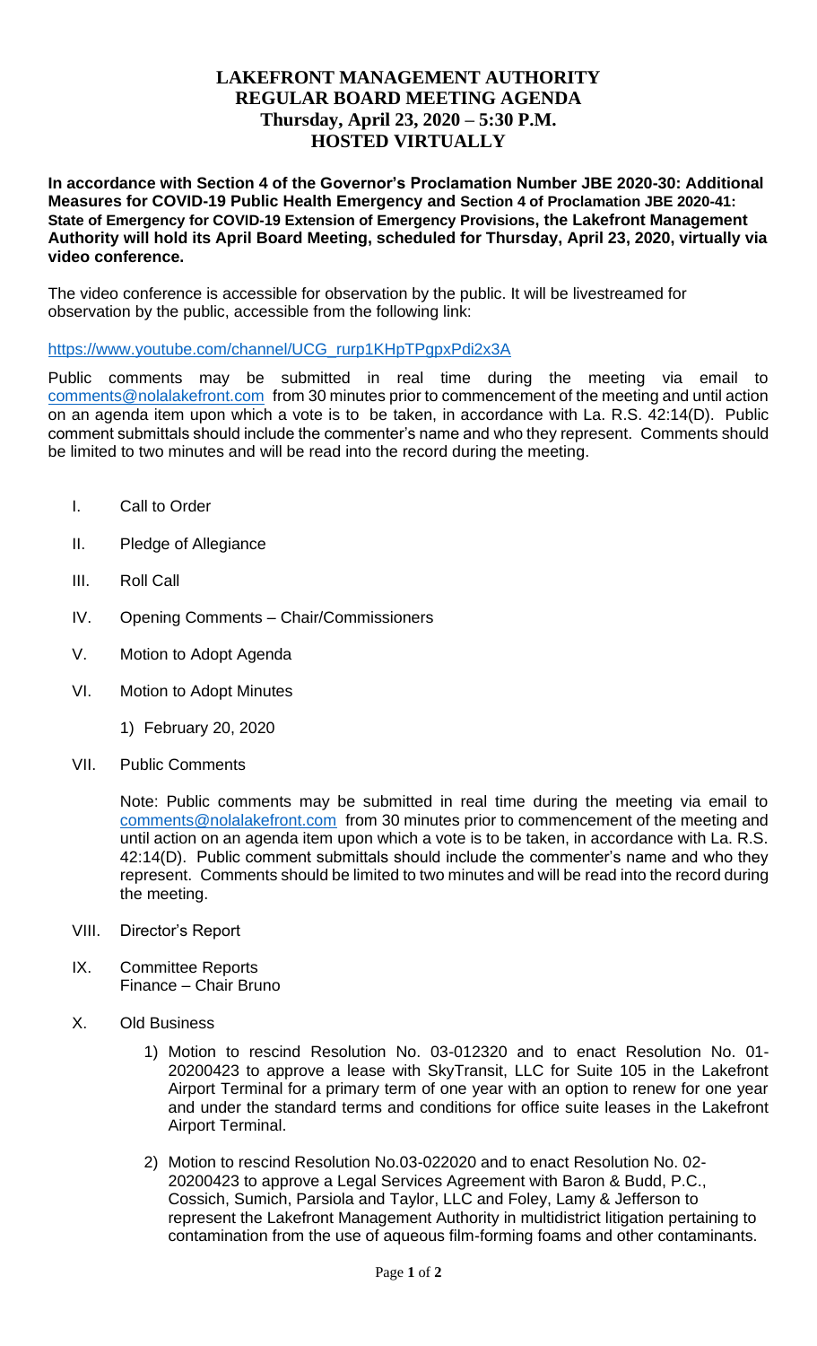# LAKEFRONT MANAGEMENT AUTHORITY
# REGULAR BOARD MEETING AGENDA
## Thursday, April 23, 2020 – 5:30 P.M.
## HOSTED VIRTUALLY

**In accordance with Section 4 of the Governor's Proclamation Number JBE 2020-30: Additional Measures for COVID-19 Public Health Emergency and Section 4 of Proclamation JBE 2020-41: State of Emergency for COVID-19 Extension of Emergency Provisions, the Lakefront Management Authority will hold its April Board Meeting, scheduled for Thursday, April 23, 2020, virtually via video conference.**

The video conference is accessible for observation by the public. It will be livestreamed for observation by the public, accessible from the following link:

https://www.youtube.com/channel/UCG_rurp1KHpTPgpxPdi2x3A

Public comments may be submitted in real time during the meeting via email to comments@nolalakefront.com from 30 minutes prior to commencement of the meeting and until action on an agenda item upon which a vote is to be taken, in accordance with La. R.S. 42:14(D). Public comment submittals should include the commenter's name and who they represent. Comments should be limited to two minutes and will be read into the record during the meeting.

I. Call to Order

II. Pledge of Allegiance

III. Roll Call

IV. Opening Comments – Chair/Commissioners

V. Motion to Adopt Agenda

VI. Motion to Adopt Minutes

   1) February 20, 2020

VII. Public Comments

   Note: Public comments may be submitted in real time during the meeting via email to comments@nolalakefront.com from 30 minutes prior to commencement of the meeting and until action on an agenda item upon which a vote is to be taken, in accordance with La. R.S. 42:14(D). Public comment submittals should include the commenter's name and who they represent. Comments should be limited to two minutes and will be read into the record during the meeting.

VIII. Director's Report

IX. Committee Reports
   Finance – Chair Bruno

X. Old Business

   1) Motion to rescind Resolution No. 03-012320 and to enact Resolution No. 01-20200423 to approve a lease with SkyTransit, LLC for Suite 105 in the Lakefront Airport Terminal for a primary term of one year with an option to renew for one year and under the standard terms and conditions for office suite leases in the Lakefront Airport Terminal.

   2) Motion to rescind Resolution No.03-022020 and to enact Resolution No. 02-20200423 to approve a Legal Services Agreement with Baron & Budd, P.C., Cossich, Sumich, Parsiola and Taylor, LLC and Foley, Lamy & Jefferson to represent the Lakefront Management Authority in multidistrict litigation pertaining to contamination from the use of aqueous film-forming foams and other contaminants.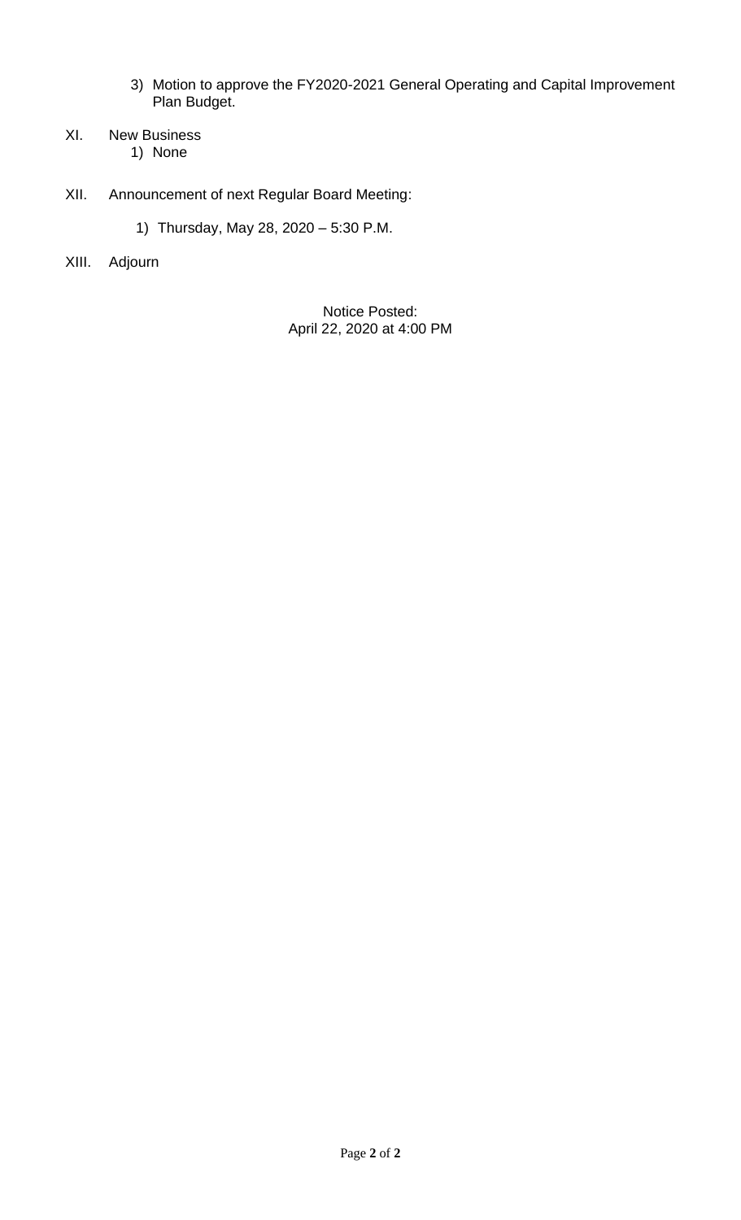3) Motion to approve the FY2020-2021 General Operating and Capital Improvement Plan Budget.

XI. New Business
   1) None

XII. Announcement of next Regular Board Meeting:

   1) Thursday, May 28, 2020 – 5:30 P.M.

XIII. Adjourn

Notice Posted:
April 22, 2020 at 4:00 PM